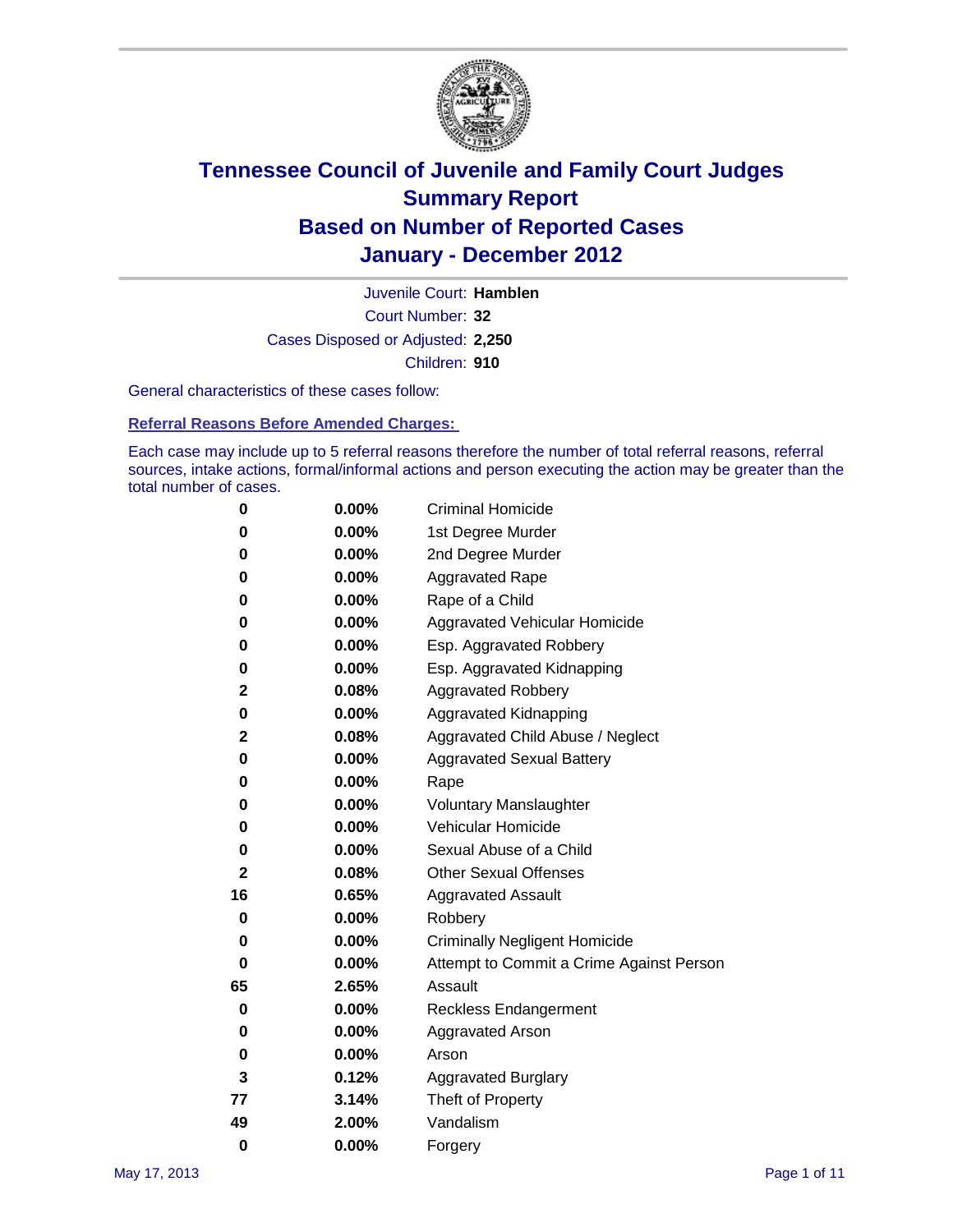# Tennessee Council of Juvenile and Family Court Judges
## Summary Report
## Based on Number of Reported Cases
## January - December 2012

Juvenile Court: **Hamblen**

Court Number: **32**

Cases Disposed or Adjusted: **2,250**

Children: **910**

General characteristics of these cases follow:

### Referral Reasons Before Amended Charges:

Each case may include up to 5 referral reasons therefore the number of total referral reasons, referral sources, intake actions, formal/informal actions and person executing the action may be greater than the total number of cases.

| Count | Percent | Referral Reason |
|---|---|---|
| 0 | 0.00% | Criminal Homicide |
| 0 | 0.00% | 1st Degree Murder |
| 0 | 0.00% | 2nd Degree Murder |
| 0 | 0.00% | Aggravated Rape |
| 0 | 0.00% | Rape of a Child |
| 0 | 0.00% | Aggravated Vehicular Homicide |
| 0 | 0.00% | Esp. Aggravated Robbery |
| 0 | 0.00% | Esp. Aggravated Kidnapping |
| 2 | 0.08% | Aggravated Robbery |
| 0 | 0.00% | Aggravated Kidnapping |
| 2 | 0.08% | Aggravated Child Abuse / Neglect |
| 0 | 0.00% | Aggravated Sexual Battery |
| 0 | 0.00% | Rape |
| 0 | 0.00% | Voluntary Manslaughter |
| 0 | 0.00% | Vehicular Homicide |
| 0 | 0.00% | Sexual Abuse of a Child |
| 2 | 0.08% | Other Sexual Offenses |
| 16 | 0.65% | Aggravated Assault |
| 0 | 0.00% | Robbery |
| 0 | 0.00% | Criminally Negligent Homicide |
| 0 | 0.00% | Attempt to Commit a Crime Against Person |
| 65 | 2.65% | Assault |
| 0 | 0.00% | Reckless Endangerment |
| 0 | 0.00% | Aggravated Arson |
| 0 | 0.00% | Arson |
| 3 | 0.12% | Aggravated Burglary |
| 77 | 3.14% | Theft of Property |
| 49 | 2.00% | Vandalism |
| 0 | 0.00% | Forgery |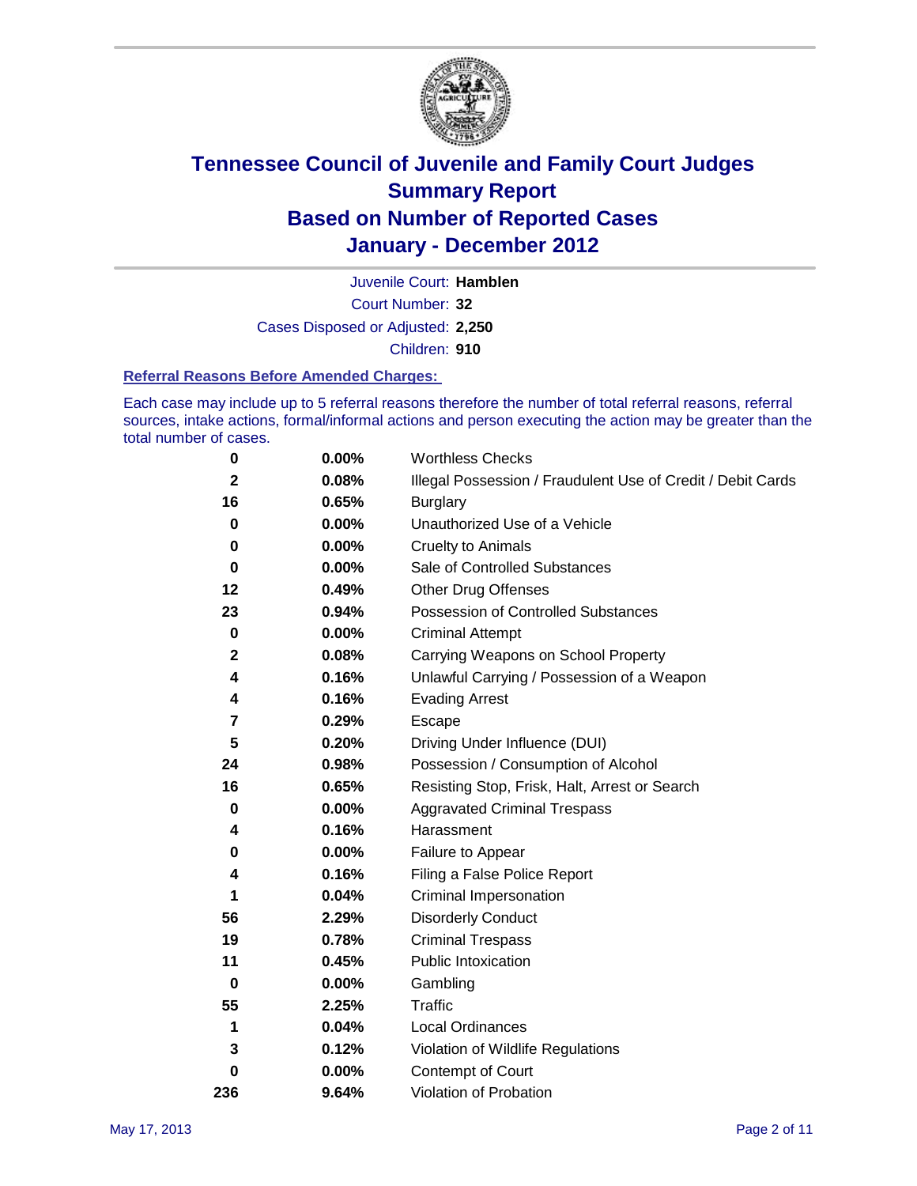# Tennessee Council of Juvenile and Family Court Judges
## Summary Report
## Based on Number of Reported Cases
## January - December 2012

Juvenile Court: **Hamblen**

Court Number: **32**

Cases Disposed or Adjusted: **2,250**

Children: **910**

### Referral Reasons Before Amended Charges:

Each case may include up to 5 referral reasons therefore the number of total referral reasons, referral sources, intake actions, formal/informal actions and person executing the action may be greater than the total number of cases.

| | | |
|---|---|---|
| 0 | 0.00% | Worthless Checks |
| 2 | 0.08% | Illegal Possession / Fraudulent Use of Credit / Debit Cards |
| 16 | 0.65% | Burglary |
| 0 | 0.00% | Unauthorized Use of a Vehicle |
| 0 | 0.00% | Cruelty to Animals |
| 0 | 0.00% | Sale of Controlled Substances |
| 12 | 0.49% | Other Drug Offenses |
| 23 | 0.94% | Possession of Controlled Substances |
| 0 | 0.00% | Criminal Attempt |
| 2 | 0.08% | Carrying Weapons on School Property |
| 4 | 0.16% | Unlawful Carrying / Possession of a Weapon |
| 4 | 0.16% | Evading Arrest |
| 7 | 0.29% | Escape |
| 5 | 0.20% | Driving Under Influence (DUI) |
| 24 | 0.98% | Possession / Consumption of Alcohol |
| 16 | 0.65% | Resisting Stop, Frisk, Halt, Arrest or Search |
| 0 | 0.00% | Aggravated Criminal Trespass |
| 4 | 0.16% | Harassment |
| 0 | 0.00% | Failure to Appear |
| 4 | 0.16% | Filing a False Police Report |
| 1 | 0.04% | Criminal Impersonation |
| 56 | 2.29% | Disorderly Conduct |
| 19 | 0.78% | Criminal Trespass |
| 11 | 0.45% | Public Intoxication |
| 0 | 0.00% | Gambling |
| 55 | 2.25% | Traffic |
| 1 | 0.04% | Local Ordinances |
| 3 | 0.12% | Violation of Wildlife Regulations |
| 0 | 0.00% | Contempt of Court |
| 236 | 9.64% | Violation of Probation |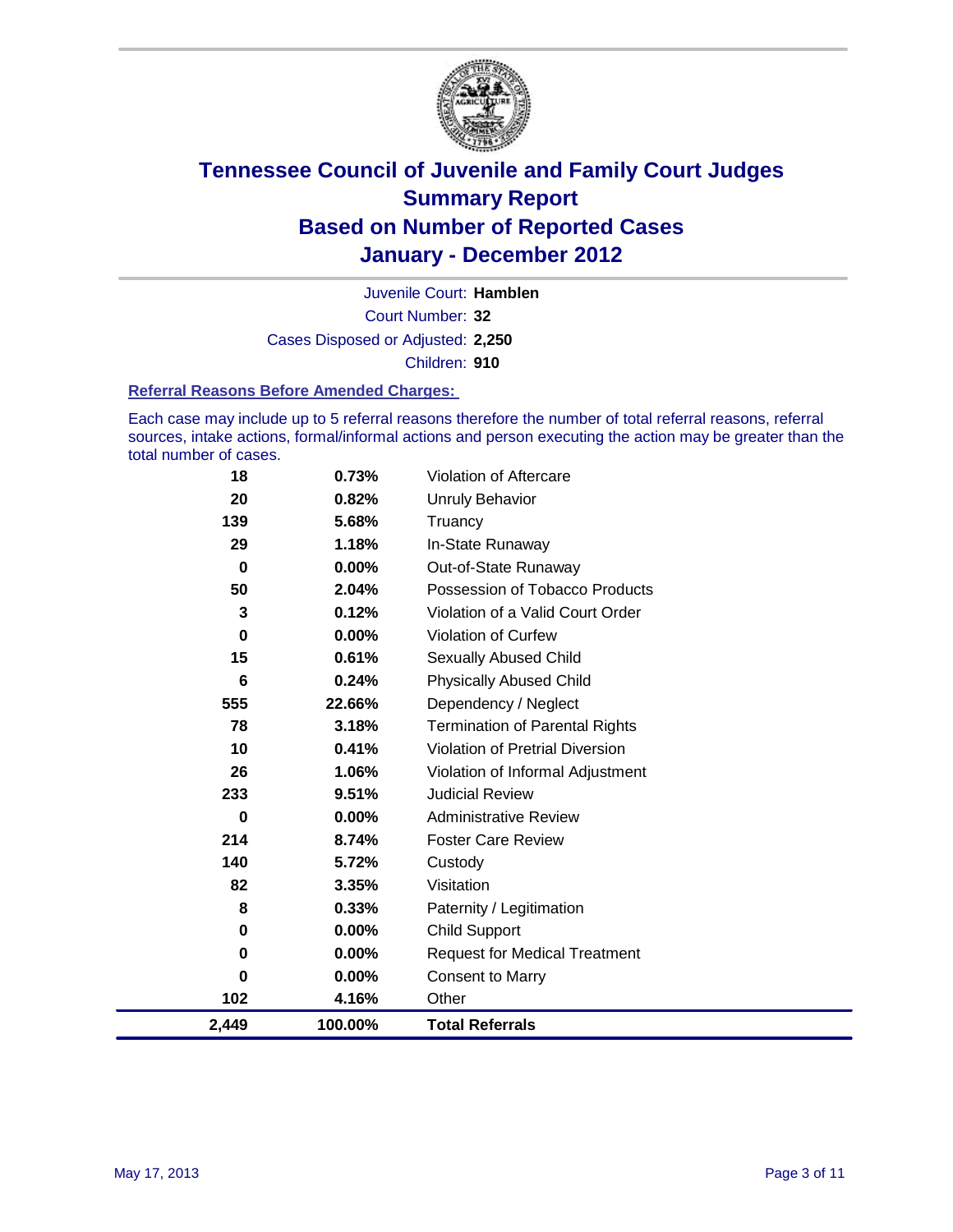# Tennessee Council of Juvenile and Family Court Judges
# Summary Report
# Based on Number of Reported Cases
# January - December 2012

Juvenile Court: **Hamblen**

Court Number: **32**

Cases Disposed or Adjusted: **2,250**

Children: **910**

### Referral Reasons Before Amended Charges:

Each case may include up to 5 referral reasons therefore the number of total referral reasons, referral sources, intake actions, formal/informal actions and person executing the action may be greater than the total number of cases.

| | | |
|---|---|---|
| 18 | 0.73% | Violation of Aftercare |
| 20 | 0.82% | Unruly Behavior |
| 139 | 5.68% | Truancy |
| 29 | 1.18% | In-State Runaway |
| 0 | 0.00% | Out-of-State Runaway |
| 50 | 2.04% | Possession of Tobacco Products |
| 3 | 0.12% | Violation of a Valid Court Order |
| 0 | 0.00% | Violation of Curfew |
| 15 | 0.61% | Sexually Abused Child |
| 6 | 0.24% | Physically Abused Child |
| 555 | 22.66% | Dependency / Neglect |
| 78 | 3.18% | Termination of Parental Rights |
| 10 | 0.41% | Violation of Pretrial Diversion |
| 26 | 1.06% | Violation of Informal Adjustment |
| 233 | 9.51% | Judicial Review |
| 0 | 0.00% | Administrative Review |
| 214 | 8.74% | Foster Care Review |
| 140 | 5.72% | Custody |
| 82 | 3.35% | Visitation |
| 8 | 0.33% | Paternity / Legitimation |
| 0 | 0.00% | Child Support |
| 0 | 0.00% | Request for Medical Treatment |
| 0 | 0.00% | Consent to Marry |
| 102 | 4.16% | Other |
| **2,449** | **100.00%** | **Total Referrals** |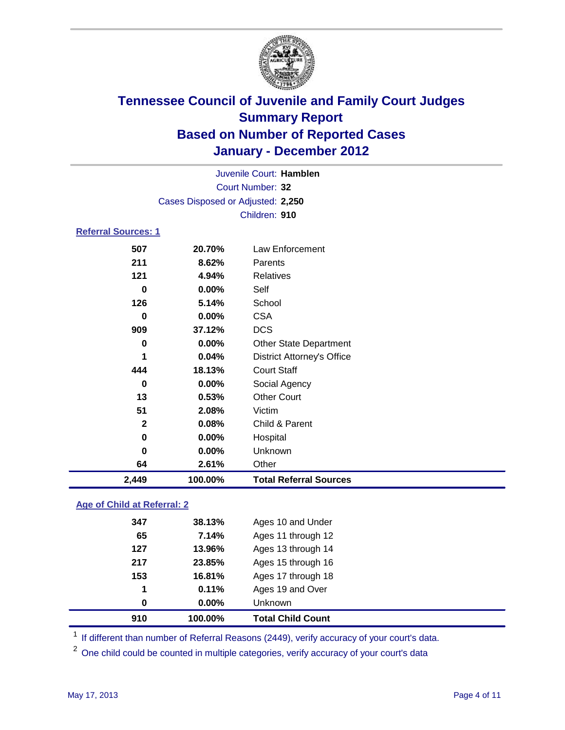# Tennessee Council of Juvenile and Family Court Judges
## Summary Report
## Based on Number of Reported Cases
## January - December 2012

Juvenile Court: **Hamblen**
Court Number: **32**
Cases Disposed or Adjusted: **2,250**
Children: **910**

### Referral Sources: 1

| | | |
|---|---|---|
| 507 | 20.70% | Law Enforcement |
| 211 | 8.62% | Parents |
| 121 | 4.94% | Relatives |
| 0 | 0.00% | Self |
| 126 | 5.14% | School |
| 0 | 0.00% | CSA |
| 909 | 37.12% | DCS |
| 0 | 0.00% | Other State Department |
| 1 | 0.04% | District Attorney's Office |
| 444 | 18.13% | Court Staff |
| 0 | 0.00% | Social Agency |
| 13 | 0.53% | Other Court |
| 51 | 2.08% | Victim |
| 2 | 0.08% | Child & Parent |
| 0 | 0.00% | Hospital |
| 0 | 0.00% | Unknown |
| 64 | 2.61% | Other |
| **2,449** | **100.00%** | **Total Referral Sources** |

### Age of Child at Referral: 2

| | | |
|---|---|---|
| 347 | 38.13% | Ages 10 and Under |
| 65 | 7.14% | Ages 11 through 12 |
| 127 | 13.96% | Ages 13 through 14 |
| 217 | 23.85% | Ages 15 through 16 |
| 153 | 16.81% | Ages 17 through 18 |
| 1 | 0.11% | Ages 19 and Over |
| 0 | 0.00% | Unknown |
| **910** | **100.00%** | **Total Child Count** |

[1] If different than number of Referral Reasons (2449), verify accuracy of your court's data.

[2] One child could be counted in multiple categories, verify accuracy of your court's data

May 17, 2013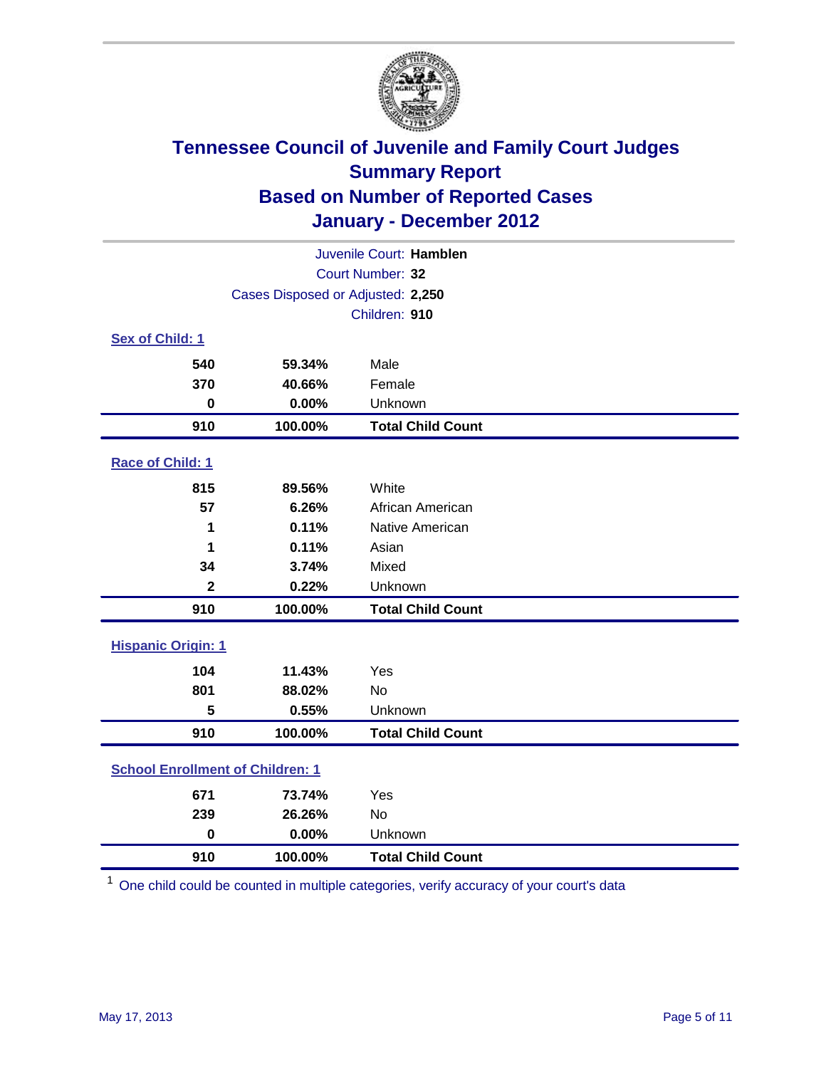# Tennessee Council of Juvenile and Family Court Judges
## Summary Report
## Based on Number of Reported Cases
## January - December 2012

Juvenile Court: **Hamblen**
Court Number: **32**
Cases Disposed or Adjusted: **2,250**
Children: **910**

### Sex of Child: 1

| Count | Percent | Category |
|---|---|---|
| 540 | 59.34% | Male |
| 370 | 40.66% | Female |
| 0 | 0.00% | Unknown |
| **910** | **100.00%** | **Total Child Count** |

### Race of Child: 1

| Count | Percent | Category |
|---|---|---|
| 815 | 89.56% | White |
| 57 | 6.26% | African American |
| 1 | 0.11% | Native American |
| 1 | 0.11% | Asian |
| 34 | 3.74% | Mixed |
| 2 | 0.22% | Unknown |
| **910** | **100.00%** | **Total Child Count** |

### Hispanic Origin: 1

| Count | Percent | Category |
|---|---|---|
| 104 | 11.43% | Yes |
| 801 | 88.02% | No |
| 5 | 0.55% | Unknown |
| **910** | **100.00%** | **Total Child Count** |

### School Enrollment of Children: 1

| Count | Percent | Category |
|---|---|---|
| 671 | 73.74% | Yes |
| 239 | 26.26% | No |
| 0 | 0.00% | Unknown |
| **910** | **100.00%** | **Total Child Count** |

[1] One child could be counted in multiple categories, verify accuracy of your court's data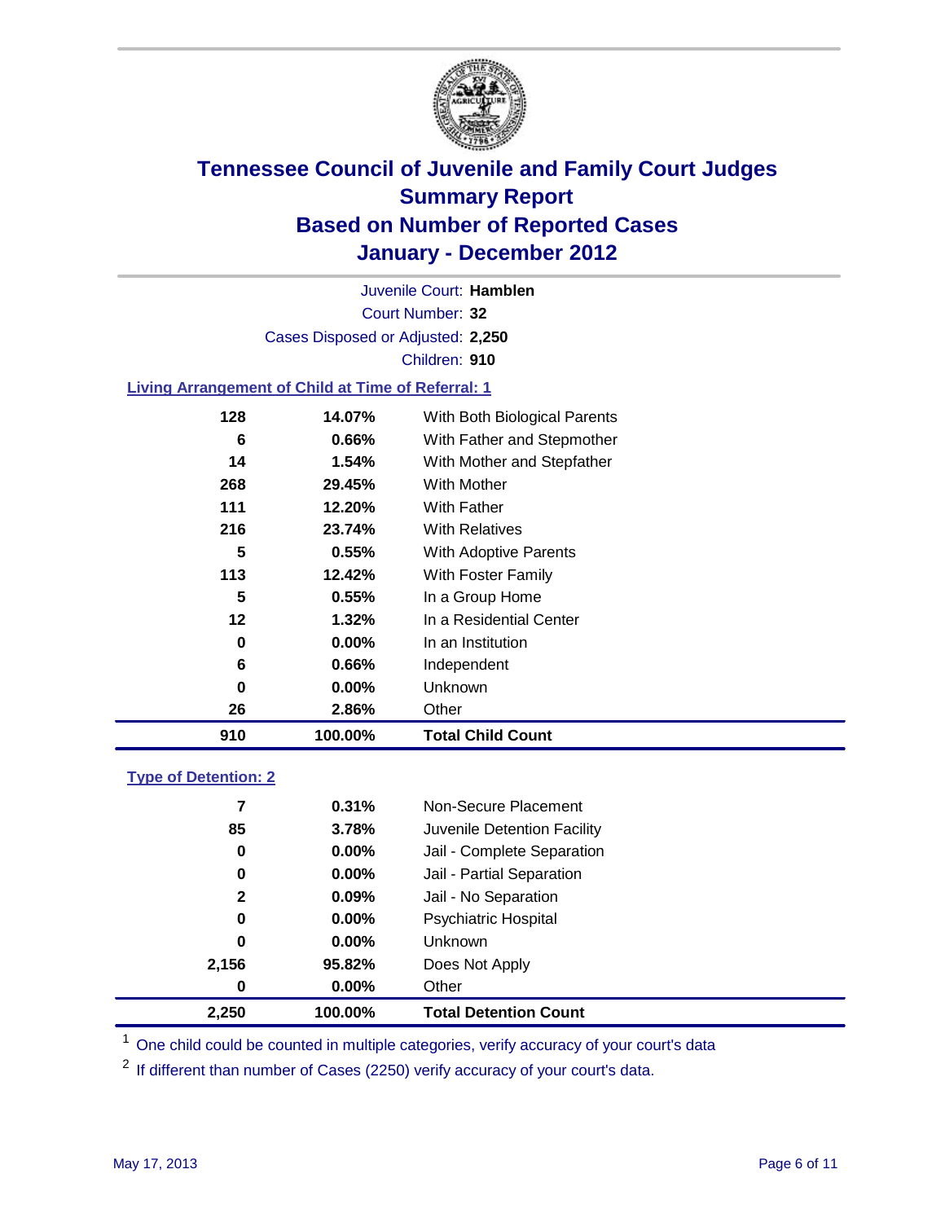# Tennessee Council of Juvenile and Family Court Judges
## Summary Report
## Based on Number of Reported Cases
## January - December 2012

Juvenile Court: **Hamblen**

Court Number: **32**

Cases Disposed or Adjusted: **2,250**

Children: **910**

### Living Arrangement of Child at Time of Referral: 1

| | | |
|---|---|---|
| 128 | 14.07% | With Both Biological Parents |
| 6 | 0.66% | With Father and Stepmother |
| 14 | 1.54% | With Mother and Stepfather |
| 268 | 29.45% | With Mother |
| 111 | 12.20% | With Father |
| 216 | 23.74% | With Relatives |
| 5 | 0.55% | With Adoptive Parents |
| 113 | 12.42% | With Foster Family |
| 5 | 0.55% | In a Group Home |
| 12 | 1.32% | In a Residential Center |
| 0 | 0.00% | In an Institution |
| 6 | 0.66% | Independent |
| 0 | 0.00% | Unknown |
| 26 | 2.86% | Other |
| **910** | **100.00%** | **Total Child Count** |

### Type of Detention: 2

| | | |
|---|---|---|
| 7 | 0.31% | Non-Secure Placement |
| 85 | 3.78% | Juvenile Detention Facility |
| 0 | 0.00% | Jail - Complete Separation |
| 0 | 0.00% | Jail - Partial Separation |
| 2 | 0.09% | Jail - No Separation |
| 0 | 0.00% | Psychiatric Hospital |
| 0 | 0.00% | Unknown |
| 2,156 | 95.82% | Does Not Apply |
| 0 | 0.00% | Other |
| **2,250** | **100.00%** | **Total Detention Count** |

[1] One child could be counted in multiple categories, verify accuracy of your court's data

[2] If different than number of Cases (2250) verify accuracy of your court's data.

May 17, 2013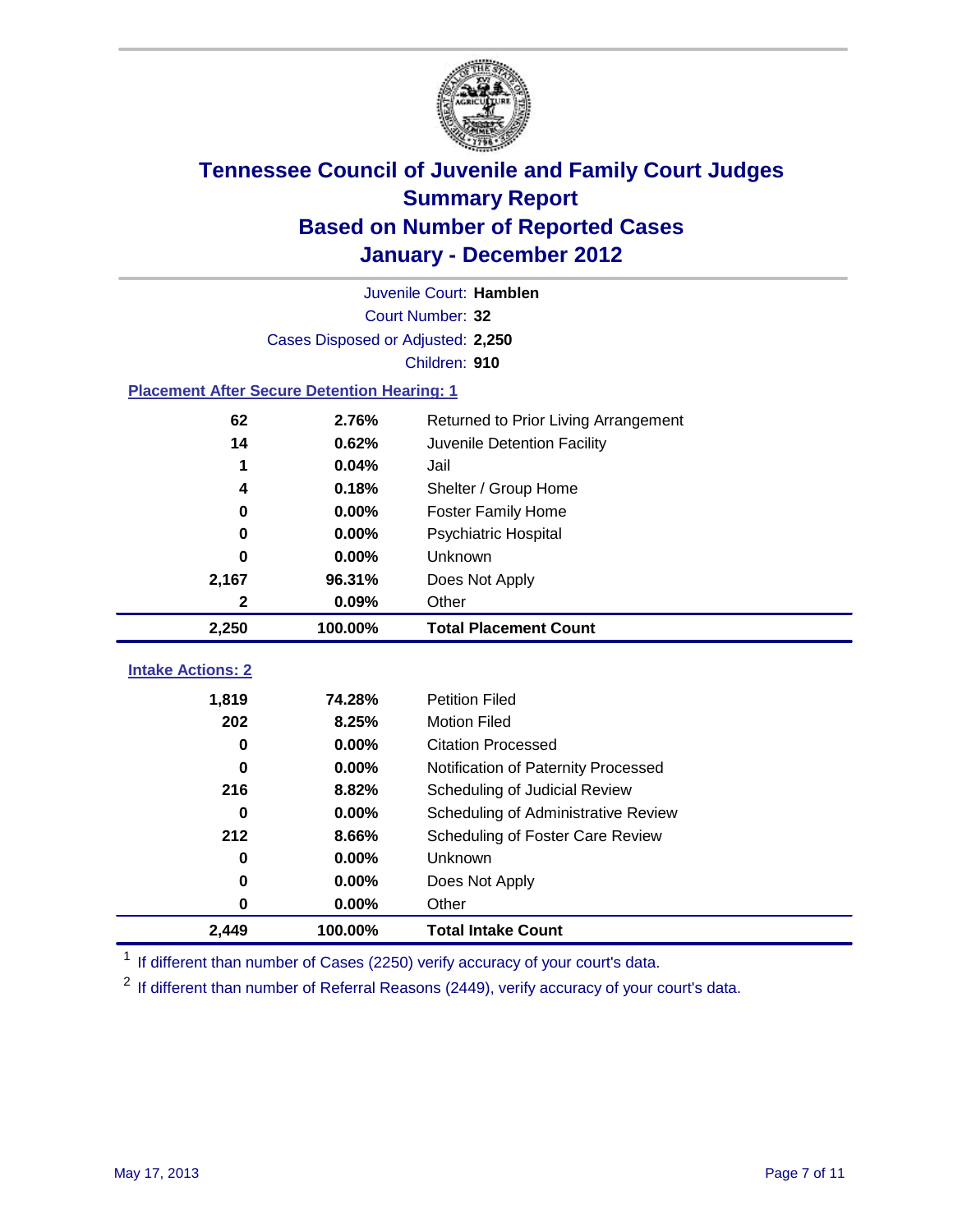# Tennessee Council of Juvenile and Family Court Judges
## Summary Report
## Based on Number of Reported Cases
## January - December 2012

Juvenile Court: **Hamblen**

Court Number: **32**

Cases Disposed or Adjusted: **2,250**

Children: **910**

### Placement After Secure Detention Hearing: 1

| | | |
|---|---|---|
| 62 | 2.76% | Returned to Prior Living Arrangement |
| 14 | 0.62% | Juvenile Detention Facility |
| 1 | 0.04% | Jail |
| 4 | 0.18% | Shelter / Group Home |
| 0 | 0.00% | Foster Family Home |
| 0 | 0.00% | Psychiatric Hospital |
| 0 | 0.00% | Unknown |
| 2,167 | 96.31% | Does Not Apply |
| 2 | 0.09% | Other |
| **2,250** | **100.00%** | **Total Placement Count** |

### Intake Actions: 2

| | | |
|---|---|---|
| 1,819 | 74.28% | Petition Filed |
| 202 | 8.25% | Motion Filed |
| 0 | 0.00% | Citation Processed |
| 0 | 0.00% | Notification of Paternity Processed |
| 216 | 8.82% | Scheduling of Judicial Review |
| 0 | 0.00% | Scheduling of Administrative Review |
| 212 | 8.66% | Scheduling of Foster Care Review |
| 0 | 0.00% | Unknown |
| 0 | 0.00% | Does Not Apply |
| 0 | 0.00% | Other |
| **2,449** | **100.00%** | **Total Intake Count** |

[1] If different than number of Cases (2250) verify accuracy of your court's data.

[2] If different than number of Referral Reasons (2449), verify accuracy of your court's data.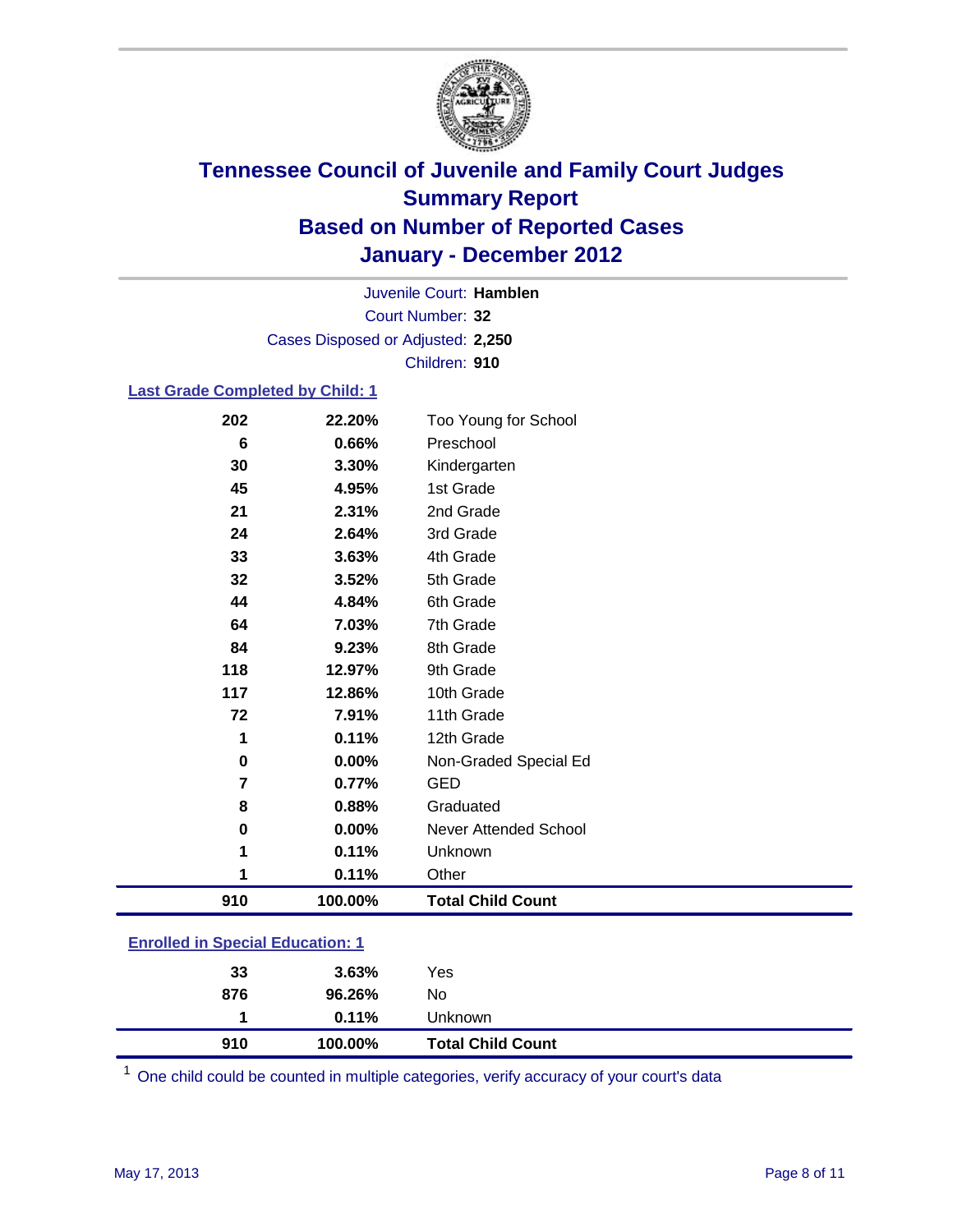# Tennessee Council of Juvenile and Family Court Judges
## Summary Report
## Based on Number of Reported Cases
## January - December 2012

Juvenile Court: **Hamblen**
Court Number: **32**
Cases Disposed or Adjusted: **2,250**
Children: **910**

### Last Grade Completed by Child: 1

| | | |
|---|---|---|
| 202 | 22.20% | Too Young for School |
| 6 | 0.66% | Preschool |
| 30 | 3.30% | Kindergarten |
| 45 | 4.95% | 1st Grade |
| 21 | 2.31% | 2nd Grade |
| 24 | 2.64% | 3rd Grade |
| 33 | 3.63% | 4th Grade |
| 32 | 3.52% | 5th Grade |
| 44 | 4.84% | 6th Grade |
| 64 | 7.03% | 7th Grade |
| 84 | 9.23% | 8th Grade |
| 118 | 12.97% | 9th Grade |
| 117 | 12.86% | 10th Grade |
| 72 | 7.91% | 11th Grade |
| 1 | 0.11% | 12th Grade |
| 0 | 0.00% | Non-Graded Special Ed |
| 7 | 0.77% | GED |
| 8 | 0.88% | Graduated |
| 0 | 0.00% | Never Attended School |
| 1 | 0.11% | Unknown |
| 1 | 0.11% | Other |
| **910** | **100.00%** | **Total Child Count** |

### Enrolled in Special Education: 1

| | | |
|---|---|---|
| 33 | 3.63% | Yes |
| 876 | 96.26% | No |
| 1 | 0.11% | Unknown |
| **910** | **100.00%** | **Total Child Count** |

[1] One child could be counted in multiple categories, verify accuracy of your court's data

May 17, 2013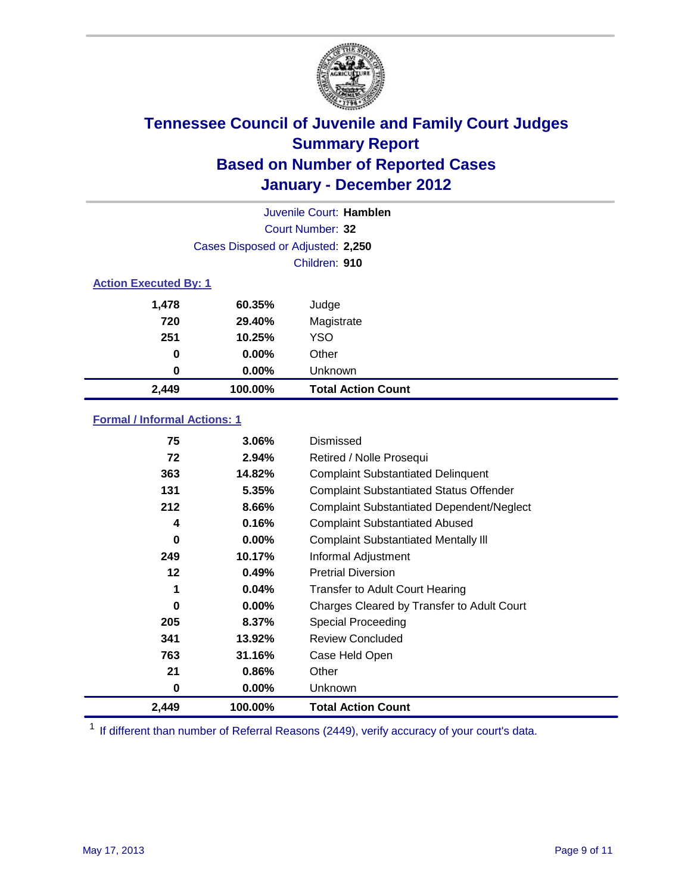# Tennessee Council of Juvenile and Family Court Judges
## Summary Report
## Based on Number of Reported Cases
## January - December 2012

Juvenile Court: **Hamblen**
Court Number: **32**
Cases Disposed or Adjusted: **2,250**
Children: **910**

### Action Executed By: 1

| | | |
|---|---|---|
| 1,478 | 60.35% | Judge |
| 720 | 29.40% | Magistrate |
| 251 | 10.25% | YSO |
| 0 | 0.00% | Other |
| 0 | 0.00% | Unknown |
| **2,449** | **100.00%** | **Total Action Count** |

### Formal / Informal Actions: 1

| | | |
|---|---|---|
| 75 | 3.06% | Dismissed |
| 72 | 2.94% | Retired / Nolle Prosequi |
| 363 | 14.82% | Complaint Substantiated Delinquent |
| 131 | 5.35% | Complaint Substantiated Status Offender |
| 212 | 8.66% | Complaint Substantiated Dependent/Neglect |
| 4 | 0.16% | Complaint Substantiated Abused |
| 0 | 0.00% | Complaint Substantiated Mentally Ill |
| 249 | 10.17% | Informal Adjustment |
| 12 | 0.49% | Pretrial Diversion |
| 1 | 0.04% | Transfer to Adult Court Hearing |
| 0 | 0.00% | Charges Cleared by Transfer to Adult Court |
| 205 | 8.37% | Special Proceeding |
| 341 | 13.92% | Review Concluded |
| 763 | 31.16% | Case Held Open |
| 21 | 0.86% | Other |
| 0 | 0.00% | Unknown |
| **2,449** | **100.00%** | **Total Action Count** |

[1] If different than number of Referral Reasons (2449), verify accuracy of your court's data.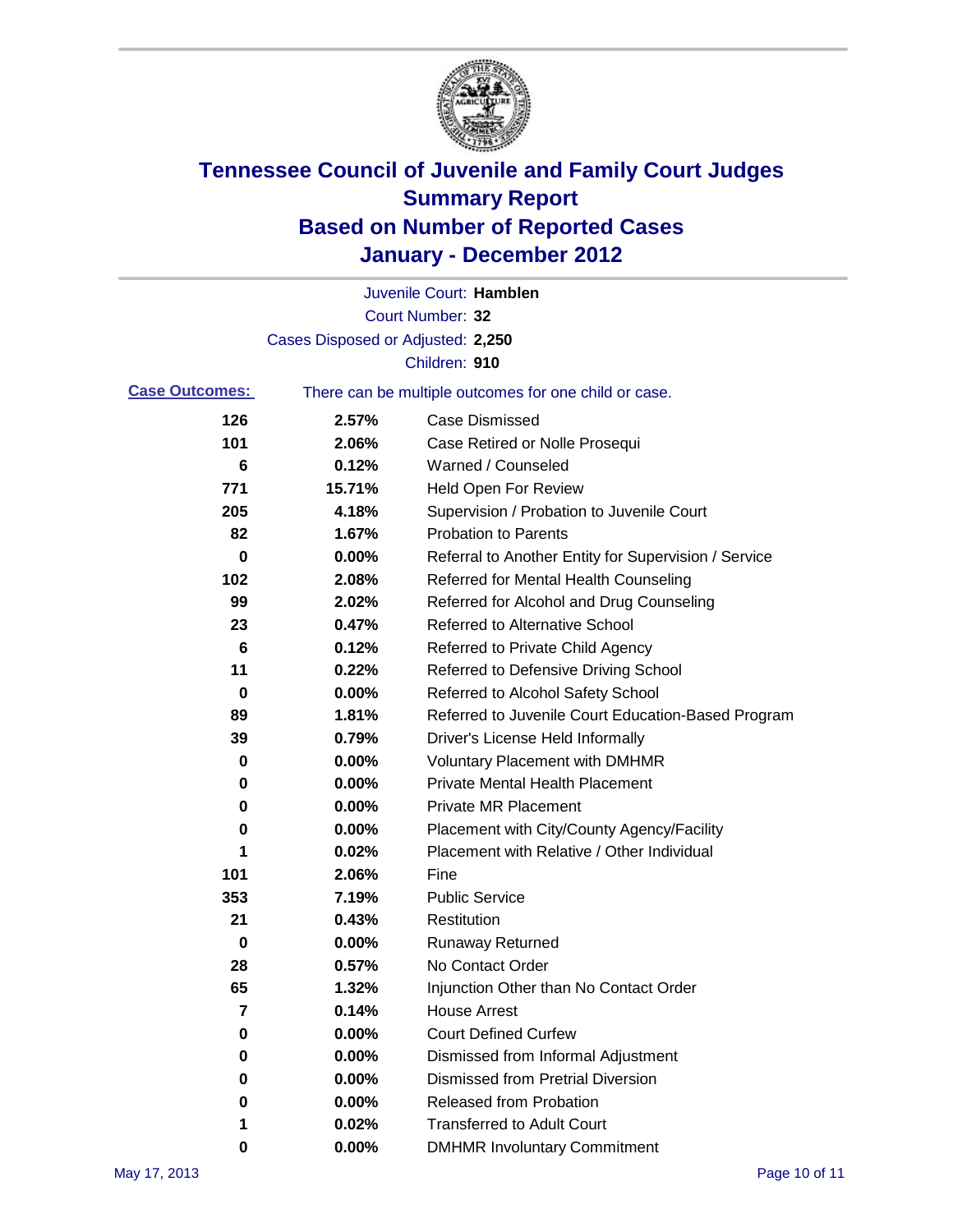# Tennessee Council of Juvenile and Family Court Judges
## Summary Report
## Based on Number of Reported Cases
## January - December 2012

Juvenile Court: **Hamblen**
Court Number: **32**
Cases Disposed or Adjusted: **2,250**
Children: **910**

**Case Outcomes:** There can be multiple outcomes for one child or case.

| Count | Percent | Outcome |
|---|---|---|
| 126 | 2.57% | Case Dismissed |
| 101 | 2.06% | Case Retired or Nolle Prosequi |
| 6 | 0.12% | Warned / Counseled |
| 771 | 15.71% | Held Open For Review |
| 205 | 4.18% | Supervision / Probation to Juvenile Court |
| 82 | 1.67% | Probation to Parents |
| 0 | 0.00% | Referral to Another Entity for Supervision / Service |
| 102 | 2.08% | Referred for Mental Health Counseling |
| 99 | 2.02% | Referred for Alcohol and Drug Counseling |
| 23 | 0.47% | Referred to Alternative School |
| 6 | 0.12% | Referred to Private Child Agency |
| 11 | 0.22% | Referred to Defensive Driving School |
| 0 | 0.00% | Referred to Alcohol Safety School |
| 89 | 1.81% | Referred to Juvenile Court Education-Based Program |
| 39 | 0.79% | Driver's License Held Informally |
| 0 | 0.00% | Voluntary Placement with DMHMR |
| 0 | 0.00% | Private Mental Health Placement |
| 0 | 0.00% | Private MR Placement |
| 0 | 0.00% | Placement with City/County Agency/Facility |
| 1 | 0.02% | Placement with Relative / Other Individual |
| 101 | 2.06% | Fine |
| 353 | 7.19% | Public Service |
| 21 | 0.43% | Restitution |
| 0 | 0.00% | Runaway Returned |
| 28 | 0.57% | No Contact Order |
| 65 | 1.32% | Injunction Other than No Contact Order |
| 7 | 0.14% | House Arrest |
| 0 | 0.00% | Court Defined Curfew |
| 0 | 0.00% | Dismissed from Informal Adjustment |
| 0 | 0.00% | Dismissed from Pretrial Diversion |
| 0 | 0.00% | Released from Probation |
| 1 | 0.02% | Transferred to Adult Court |
| 0 | 0.00% | DMHMR Involuntary Commitment |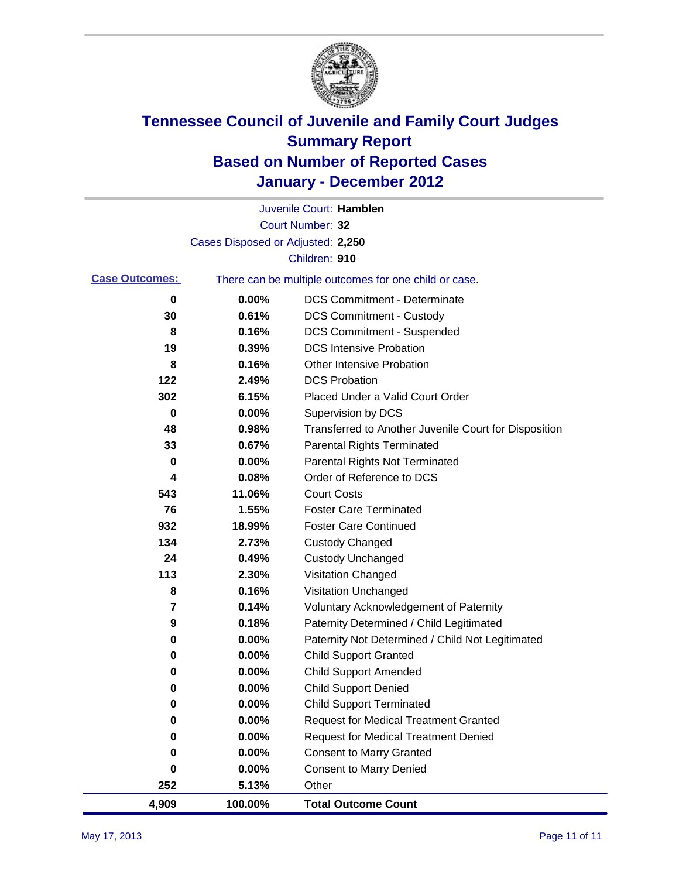# Tennessee Council of Juvenile and Family Court Judges
# Summary Report
# Based on Number of Reported Cases
# January - December 2012

Juvenile Court: **Hamblen**

Court Number: **32**

Cases Disposed or Adjusted: **2,250**

Children: **910**

**Case Outcomes:** There can be multiple outcomes for one child or case.

| | | |
|---|---|---|
| 0 | 0.00% | DCS Commitment - Determinate |
| 30 | 0.61% | DCS Commitment - Custody |
| 8 | 0.16% | DCS Commitment - Suspended |
| 19 | 0.39% | DCS Intensive Probation |
| 8 | 0.16% | Other Intensive Probation |
| 122 | 2.49% | DCS Probation |
| 302 | 6.15% | Placed Under a Valid Court Order |
| 0 | 0.00% | Supervision by DCS |
| 48 | 0.98% | Transferred to Another Juvenile Court for Disposition |
| 33 | 0.67% | Parental Rights Terminated |
| 0 | 0.00% | Parental Rights Not Terminated |
| 4 | 0.08% | Order of Reference to DCS |
| 543 | 11.06% | Court Costs |
| 76 | 1.55% | Foster Care Terminated |
| 932 | 18.99% | Foster Care Continued |
| 134 | 2.73% | Custody Changed |
| 24 | 0.49% | Custody Unchanged |
| 113 | 2.30% | Visitation Changed |
| 8 | 0.16% | Visitation Unchanged |
| 7 | 0.14% | Voluntary Acknowledgement of Paternity |
| 9 | 0.18% | Paternity Determined / Child Legitimated |
| 0 | 0.00% | Paternity Not Determined / Child Not Legitimated |
| 0 | 0.00% | Child Support Granted |
| 0 | 0.00% | Child Support Amended |
| 0 | 0.00% | Child Support Denied |
| 0 | 0.00% | Child Support Terminated |
| 0 | 0.00% | Request for Medical Treatment Granted |
| 0 | 0.00% | Request for Medical Treatment Denied |
| 0 | 0.00% | Consent to Marry Granted |
| 0 | 0.00% | Consent to Marry Denied |
| 252 | 5.13% | Other |
| **4,909** | **100.00%** | **Total Outcome Count** |

May 17, 2013